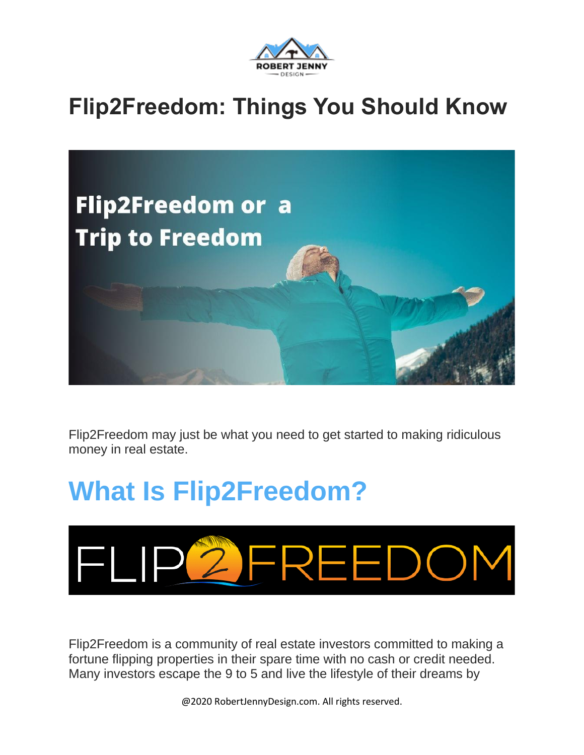# Flip2Freedom: Things You Should Know

Flip2Freedom may just be what you need to get started to making ridiculous money in real estate.

## What Is Flip2Freedom?

Flip2Freedom is a community of real estate investors committed to making a fortune flipping properties in their spare time with no cash or credit needed. Many investors escape the 9 to 5 and live the lifestyle of their dreams by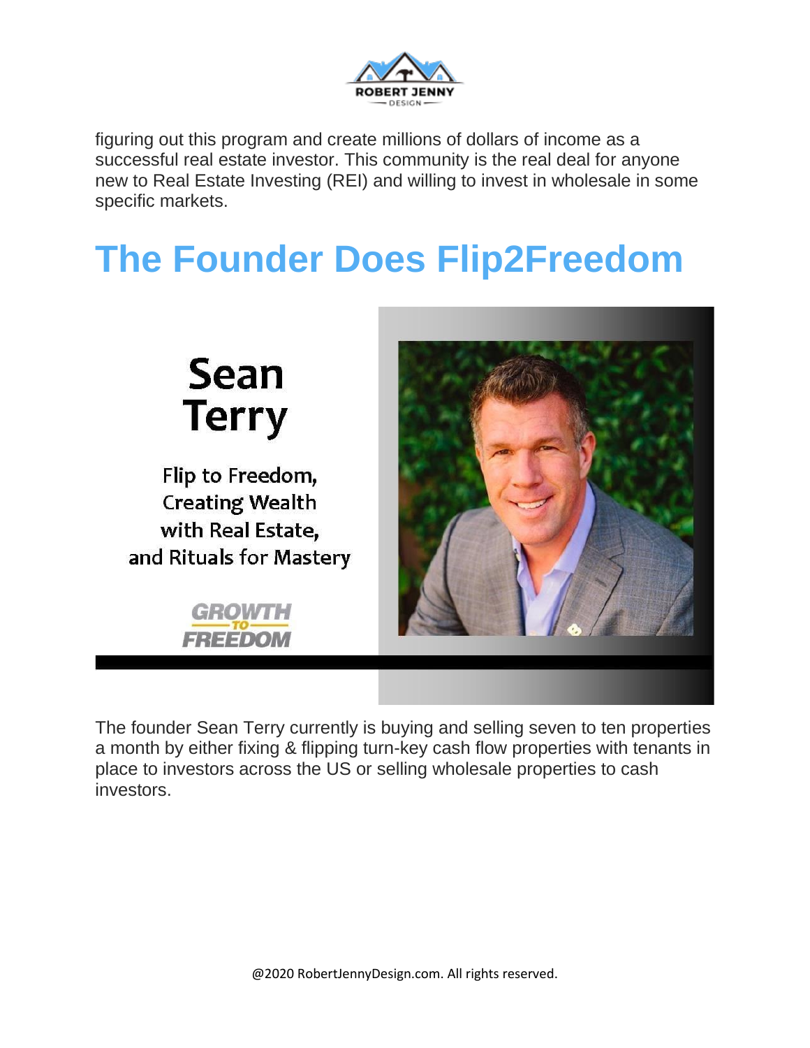figuring out this program and create millions of dollars of income as a successful real estate investor. This community is the real deal for anyone new to Real Estate Investing (REI) and willing to invest in wholesale in some specific markets.

# The Founder Does Flip2Freedom

The founder Sean Terry currently is buying and selling seven to ten properties a month by either fixing & flipping turn-key cash flow properties with tenants in place to investors across the US or selling wholesale properties to cash investors.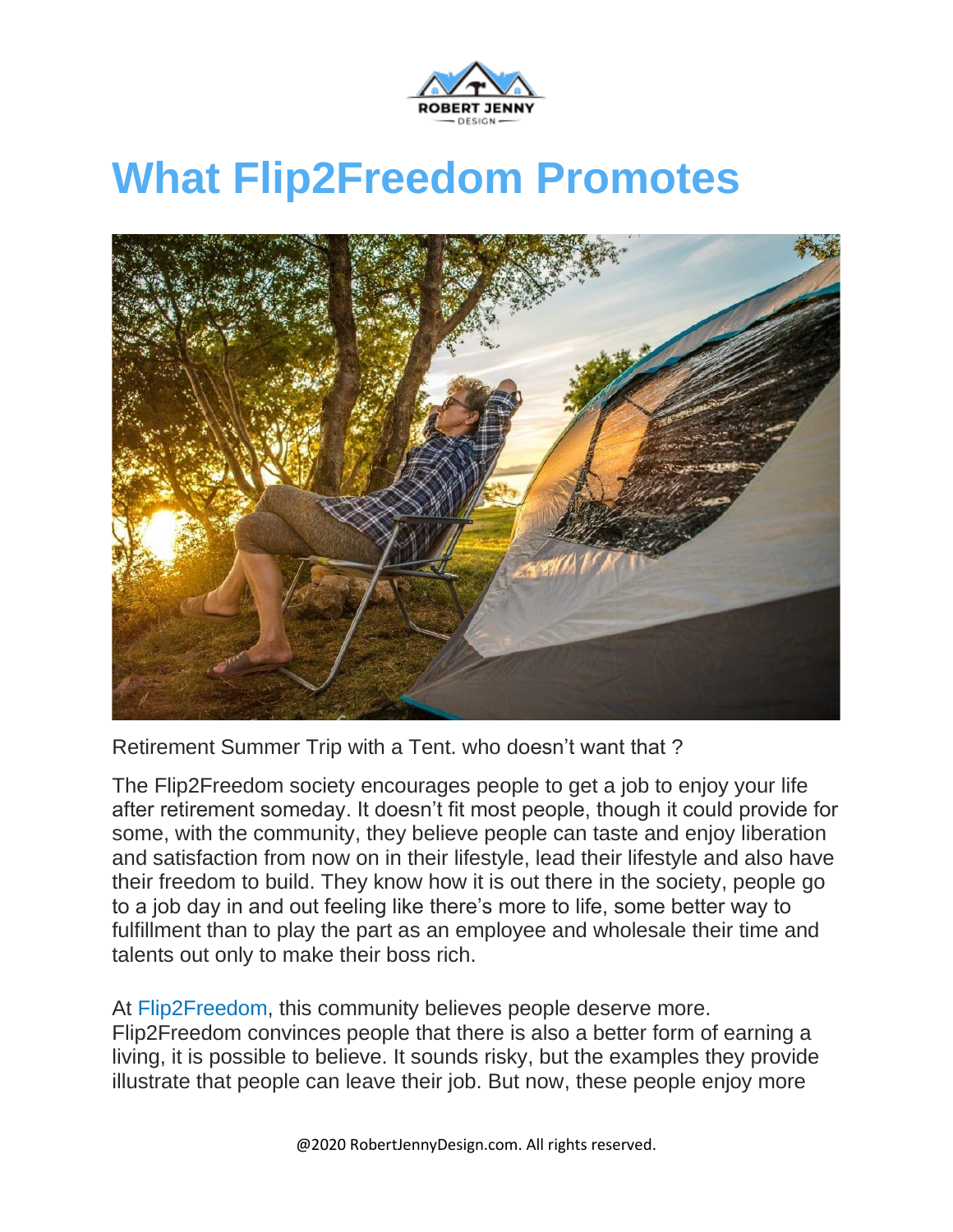# What Flip2Freedom Promotes

Retirement Summer Trip with a Tent. who doesn't want that ?

The Flip2Freedom society encourages people to get a job to enjoy your life after retirement someday. It doesn't fit most people, though it could provide for some, with the community, they believe people can taste and enjoy liberation and satisfaction from now on in their lifestyle, lead their lifestyle and also have their freedom to build. They know how it is out there in the society, people go to a job day in and out feeling like there's more to life, some better way to fulfillment than to play the part as an employee and wholesale their time and talents out only to make their boss rich.

At Flip2Freedom, this community believes people deserve more. Flip2Freedom convinces people that there is also a better form of earning a living, it is possible to believe. It sounds risky, but the examples they provide illustrate that people can leave their job. But now, these people enjoy more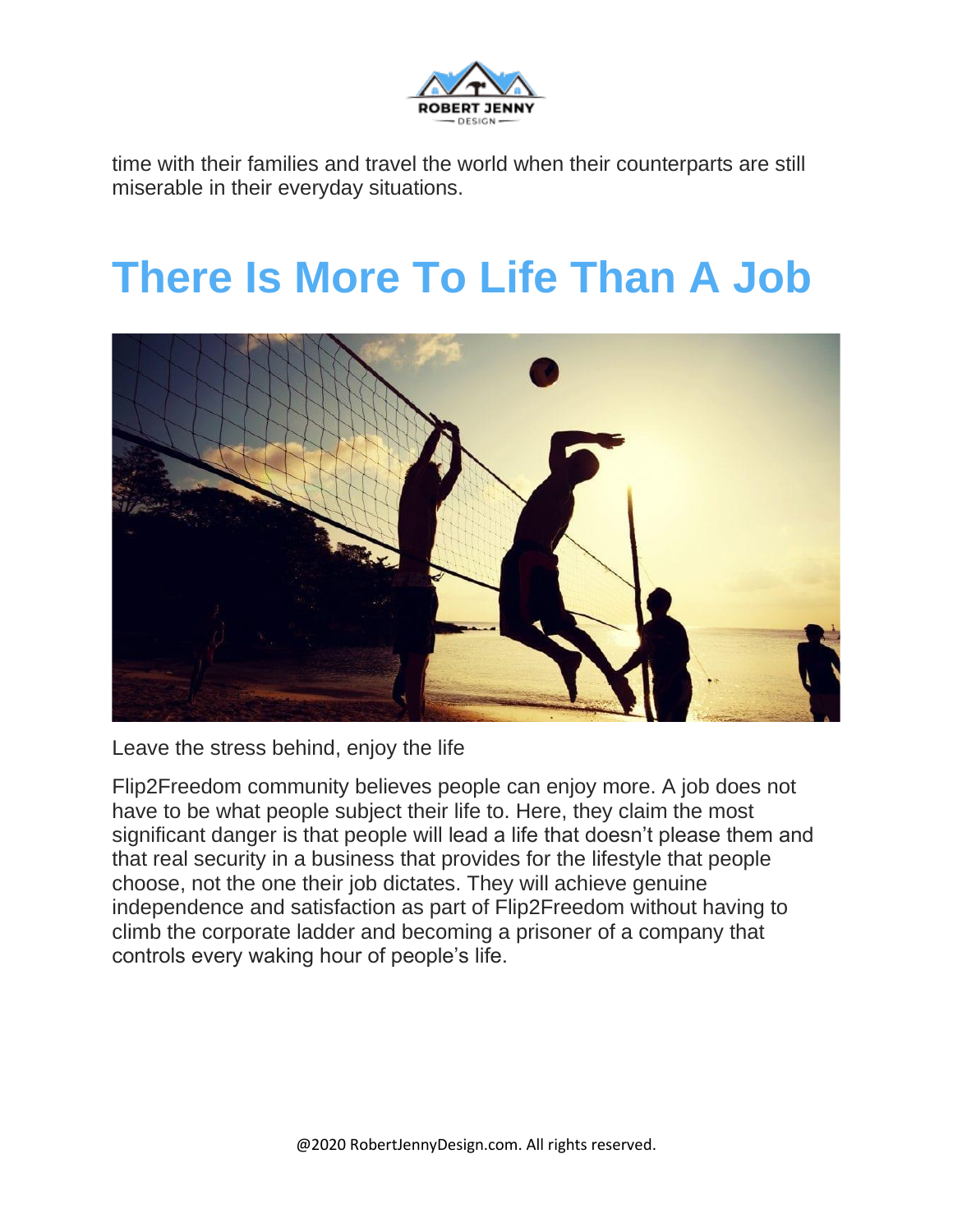time with their families and travel the world when their counterparts are still miserable in their everyday situations.

# There Is More To Life Than A Job

Leave the stress behind, enjoy the life

Flip2Freedom community believes people can enjoy more. A job does not have to be what people subject their life to. Here, they claim the most significant danger is that people will lead a life that doesn't please them and that real security in a business that provides for the lifestyle that people choose, not the one their job dictates. They will achieve genuine independence and satisfaction as part of Flip2Freedom without having to climb the corporate ladder and becoming a prisoner of a company that controls every waking hour of people's life.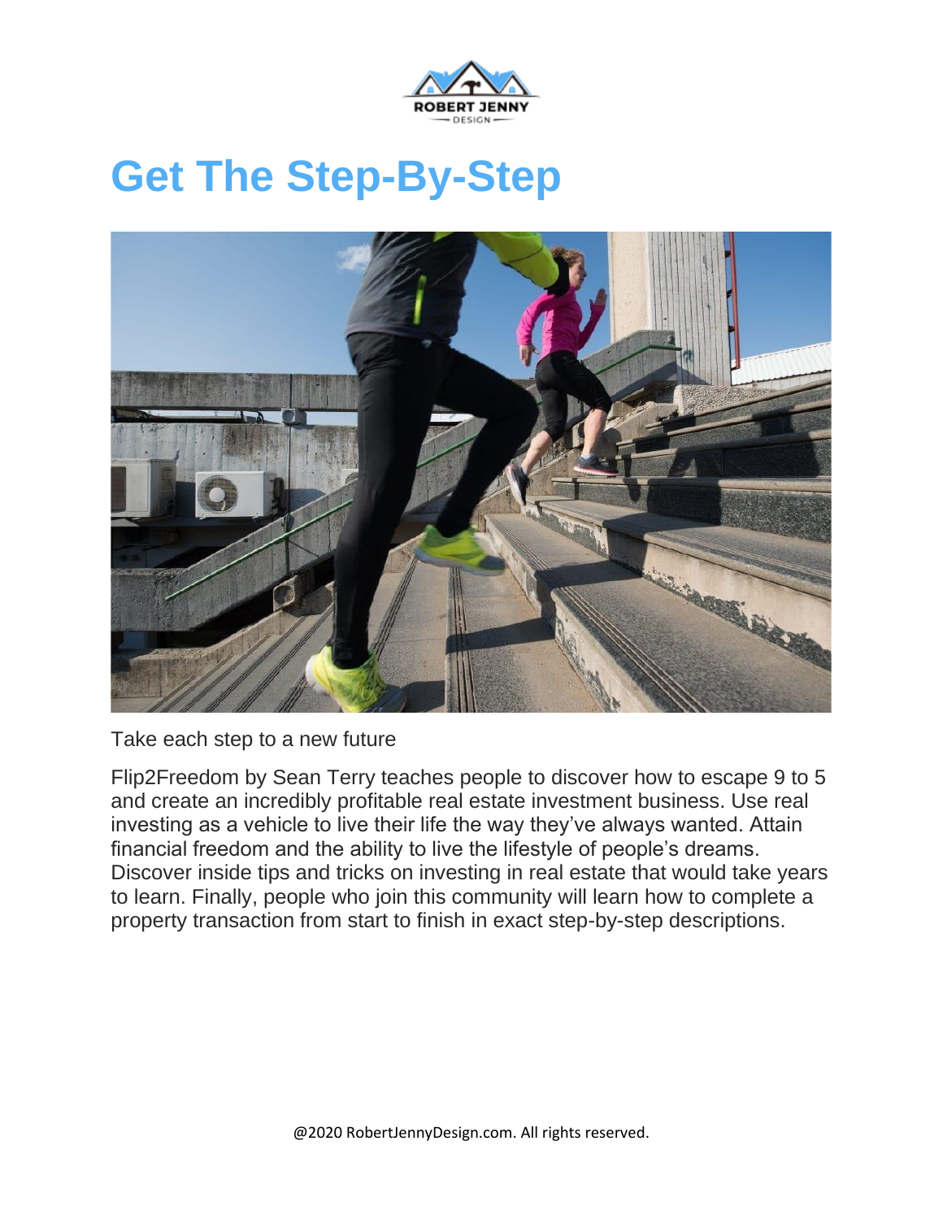# Get The Step-By-Step

Take each step to a new future

Flip2Freedom by Sean Terry teaches people to discover how to escape 9 to 5 and create an incredibly profitable real estate investment business. Use real investing as a vehicle to live their life the way they've always wanted. Attain financial freedom and the ability to live the lifestyle of people's dreams. Discover inside tips and tricks on investing in real estate that would take years to learn. Finally, people who join this community will learn how to complete a property transaction from start to finish in exact step-by-step descriptions.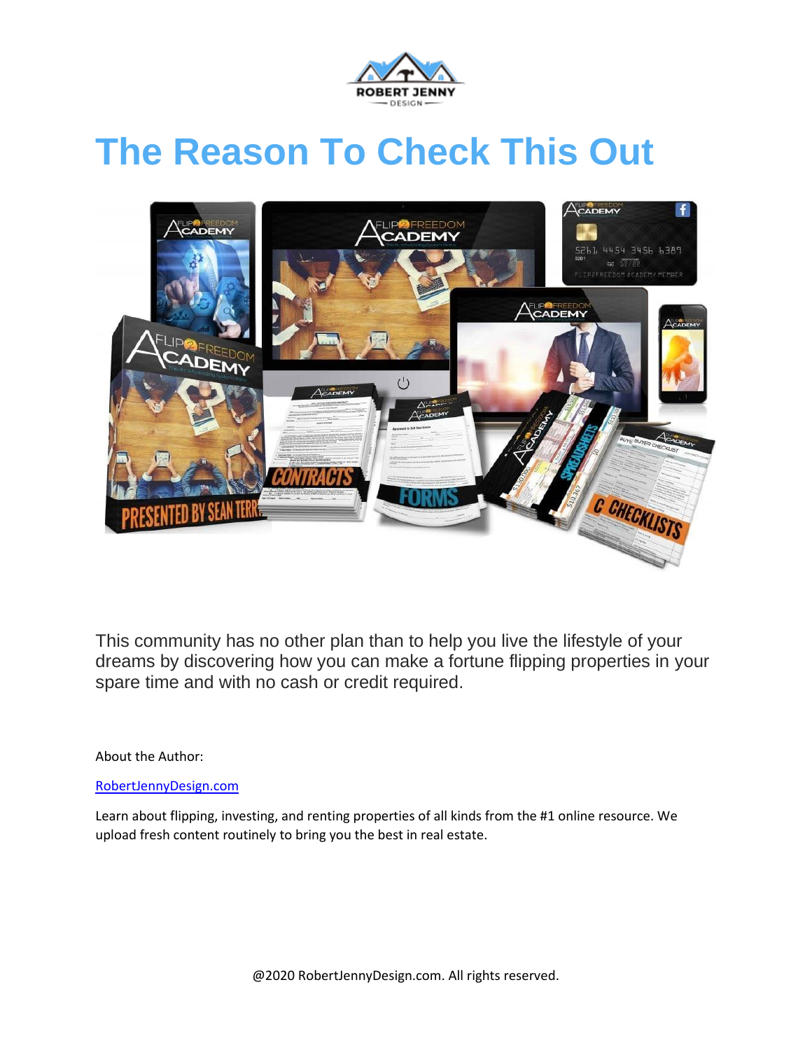# The Reason To Check This Out

This community has no other plan than to help you live the lifestyle of your dreams by discovering how you can make a fortune flipping properties in your spare time and with no cash or credit required.

About the Author:

[RobertJennyDesign.com](RobertJennyDesign.com)

Learn about flipping, investing, and renting properties of all kinds from the #1 online resource. We upload fresh content routinely to bring you the best in real estate.

@2020 RobertJennyDesign.com. All rights reserved.